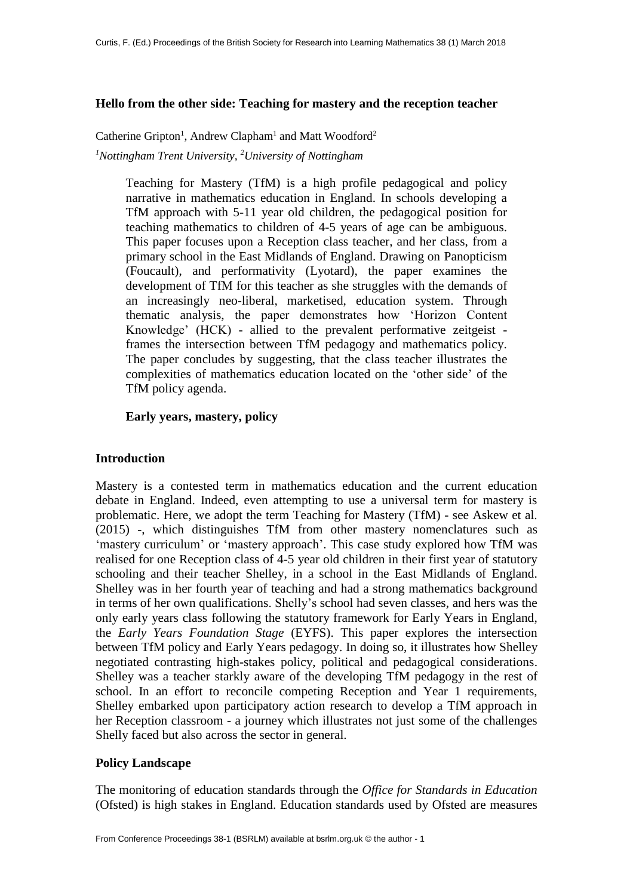## Hello from the other side: Teaching for mastery and the reception teacher

Catherine Gripton[1], Andrew Clapham[1] and Matt Woodford[2]

[1]*Nottingham Trent University*, [2]*University of Nottingham*

> Teaching for Mastery (TfM) is a high profile pedagogical and policy narrative in mathematics education in England. In schools developing a TfM approach with 5-11 year old children, the pedagogical position for teaching mathematics to children of 4-5 years of age can be ambiguous. This paper focuses upon a Reception class teacher, and her class, from a primary school in the East Midlands of England. Drawing on Panopticism (Foucault), and performativity (Lyotard), the paper examines the development of TfM for this teacher as she struggles with the demands of an increasingly neo-liberal, marketised, education system. Through thematic analysis, the paper demonstrates how 'Horizon Content Knowledge' (HCK) - allied to the prevalent performative zeitgeist - frames the intersection between TfM pedagogy and mathematics policy. The paper concludes by suggesting, that the class teacher illustrates the complexities of mathematics education located on the 'other side' of the TfM policy agenda.
>
> **Early years, mastery, policy**

### Introduction

Mastery is a contested term in mathematics education and the current education debate in England. Indeed, even attempting to use a universal term for mastery is problematic. Here, we adopt the term Teaching for Mastery (TfM) - see Askew et al. (2015) -, which distinguishes TfM from other mastery nomenclatures such as 'mastery curriculum' or 'mastery approach'. This case study explored how TfM was realised for one Reception class of 4-5 year old children in their first year of statutory schooling and their teacher Shelley, in a school in the East Midlands of England. Shelley was in her fourth year of teaching and had a strong mathematics background in terms of her own qualifications. Shelly's school had seven classes, and hers was the only early years class following the statutory framework for Early Years in England, the *Early Years Foundation Stage* (EYFS). This paper explores the intersection between TfM policy and Early Years pedagogy. In doing so, it illustrates how Shelley negotiated contrasting high-stakes policy, political and pedagogical considerations. Shelley was a teacher starkly aware of the developing TfM pedagogy in the rest of school. In an effort to reconcile competing Reception and Year 1 requirements, Shelley embarked upon participatory action research to develop a TfM approach in her Reception classroom - a journey which illustrates not just some of the challenges Shelly faced but also across the sector in general.

### Policy Landscape

The monitoring of education standards through the *Office for Standards in Education* (Ofsted) is high stakes in England. Education standards used by Ofsted are measures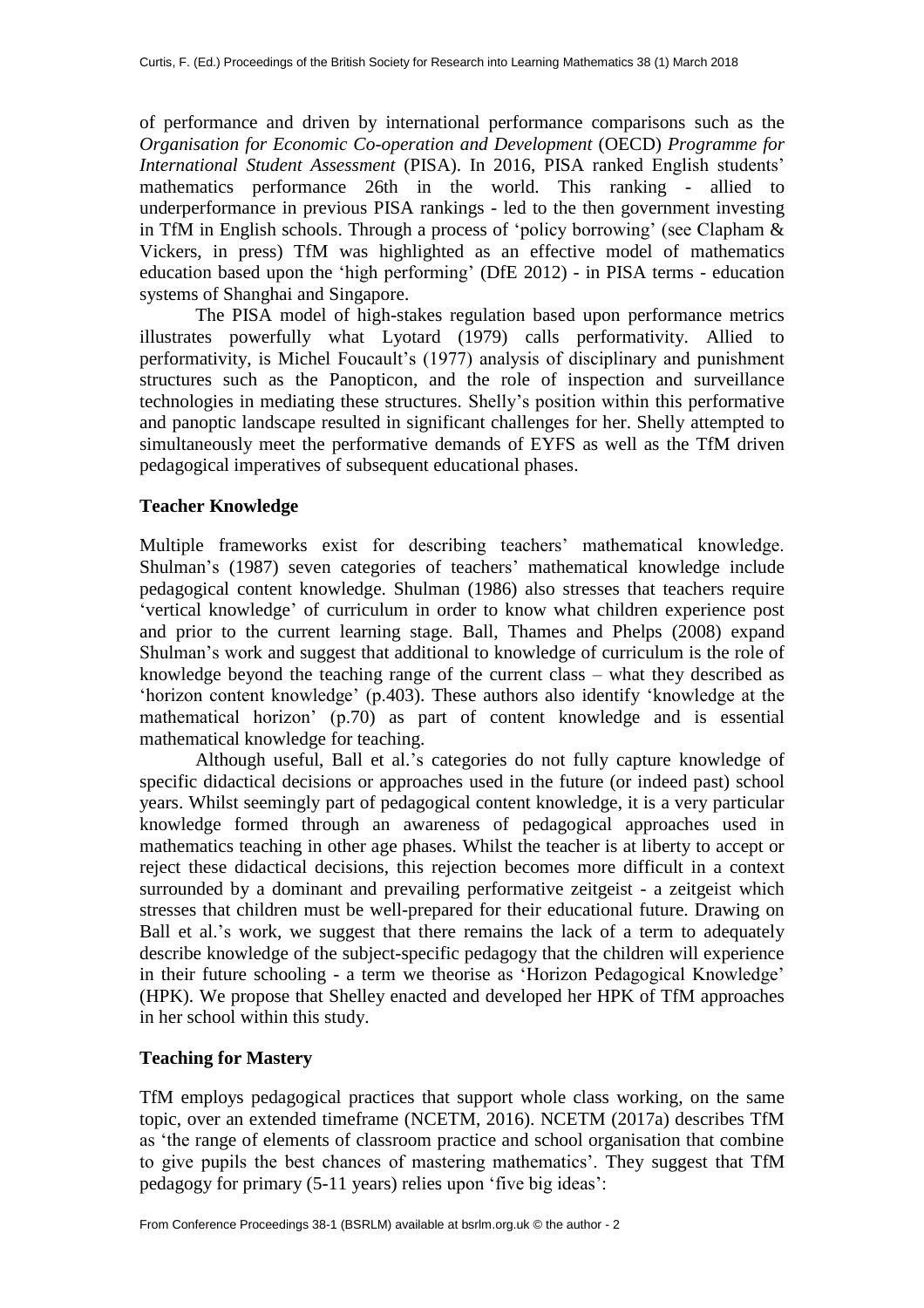of performance and driven by international performance comparisons such as the *Organisation for Economic Co-operation and Development* (OECD) *Programme for International Student Assessment* (PISA). In 2016, PISA ranked English students' mathematics performance 26th in the world. This ranking - allied to underperformance in previous PISA rankings - led to the then government investing in TfM in English schools. Through a process of 'policy borrowing' (see Clapham & Vickers, in press) TfM was highlighted as an effective model of mathematics education based upon the 'high performing' (DfE 2012) - in PISA terms - education systems of Shanghai and Singapore.

The PISA model of high-stakes regulation based upon performance metrics illustrates powerfully what Lyotard (1979) calls performativity. Allied to performativity, is Michel Foucault's (1977) analysis of disciplinary and punishment structures such as the Panopticon, and the role of inspection and surveillance technologies in mediating these structures. Shelly's position within this performative and panoptic landscape resulted in significant challenges for her. Shelly attempted to simultaneously meet the performative demands of EYFS as well as the TfM driven pedagogical imperatives of subsequent educational phases.

## Teacher Knowledge

Multiple frameworks exist for describing teachers' mathematical knowledge. Shulman's (1987) seven categories of teachers' mathematical knowledge include pedagogical content knowledge. Shulman (1986) also stresses that teachers require 'vertical knowledge' of curriculum in order to know what children experience post and prior to the current learning stage. Ball, Thames and Phelps (2008) expand Shulman's work and suggest that additional to knowledge of curriculum is the role of knowledge beyond the teaching range of the current class – what they described as 'horizon content knowledge' (p.403). These authors also identify 'knowledge at the mathematical horizon' (p.70) as part of content knowledge and is essential mathematical knowledge for teaching.

Although useful, Ball et al.'s categories do not fully capture knowledge of specific didactical decisions or approaches used in the future (or indeed past) school years. Whilst seemingly part of pedagogical content knowledge, it is a very particular knowledge formed through an awareness of pedagogical approaches used in mathematics teaching in other age phases. Whilst the teacher is at liberty to accept or reject these didactical decisions, this rejection becomes more difficult in a context surrounded by a dominant and prevailing performative zeitgeist - a zeitgeist which stresses that children must be well-prepared for their educational future. Drawing on Ball et al.'s work, we suggest that there remains the lack of a term to adequately describe knowledge of the subject-specific pedagogy that the children will experience in their future schooling - a term we theorise as 'Horizon Pedagogical Knowledge' (HPK). We propose that Shelley enacted and developed her HPK of TfM approaches in her school within this study.

## Teaching for Mastery

TfM employs pedagogical practices that support whole class working, on the same topic, over an extended timeframe (NCETM, 2016). NCETM (2017a) describes TfM as 'the range of elements of classroom practice and school organisation that combine to give pupils the best chances of mastering mathematics'. They suggest that TfM pedagogy for primary (5-11 years) relies upon 'five big ideas':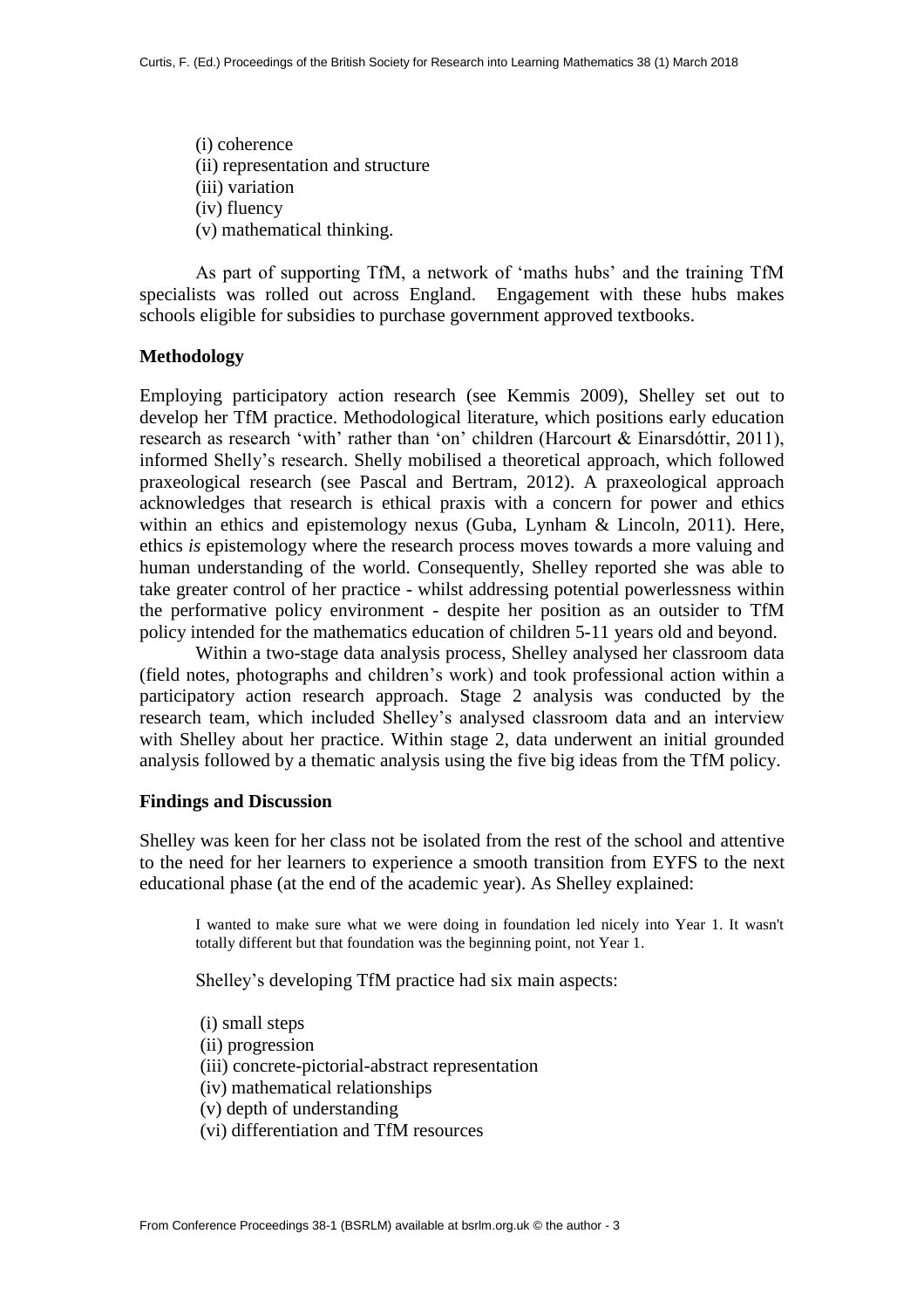(i) coherence
(ii) representation and structure
(iii) variation
(iv) fluency
(v) mathematical thinking.

As part of supporting TfM, a network of 'maths hubs' and the training TfM specialists was rolled out across England. Engagement with these hubs makes schools eligible for subsidies to purchase government approved textbooks.

## Methodology

Employing participatory action research (see Kemmis 2009), Shelley set out to develop her TfM practice. Methodological literature, which positions early education research as research 'with' rather than 'on' children (Harcourt & Einarsdóttir, 2011), informed Shelly's research. Shelly mobilised a theoretical approach, which followed praxeological research (see Pascal and Bertram, 2012). A praxeological approach acknowledges that research is ethical praxis with a concern for power and ethics within an ethics and epistemology nexus (Guba, Lynham & Lincoln, 2011). Here, ethics *is* epistemology where the research process moves towards a more valuing and human understanding of the world. Consequently, Shelley reported she was able to take greater control of her practice - whilst addressing potential powerlessness within the performative policy environment - despite her position as an outsider to TfM policy intended for the mathematics education of children 5-11 years old and beyond.

Within a two-stage data analysis process, Shelley analysed her classroom data (field notes, photographs and children's work) and took professional action within a participatory action research approach. Stage 2 analysis was conducted by the research team, which included Shelley's analysed classroom data and an interview with Shelley about her practice. Within stage 2, data underwent an initial grounded analysis followed by a thematic analysis using the five big ideas from the TfM policy.

## Findings and Discussion

Shelley was keen for her class not be isolated from the rest of the school and attentive to the need for her learners to experience a smooth transition from EYFS to the next educational phase (at the end of the academic year). As Shelley explained:

> I wanted to make sure what we were doing in foundation led nicely into Year 1. It wasn't totally different but that foundation was the beginning point, not Year 1.

Shelley's developing TfM practice had six main aspects:

(i) small steps
(ii) progression
(iii) concrete-pictorial-abstract representation
(iv) mathematical relationships
(v) depth of understanding
(vi) differentiation and TfM resources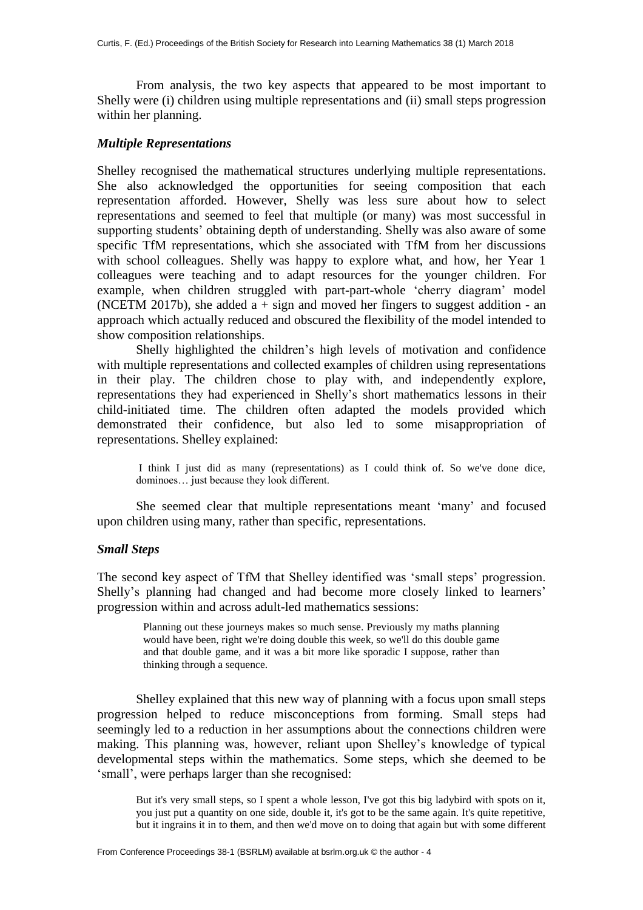From analysis, the two key aspects that appeared to be most important to Shelly were (i) children using multiple representations and (ii) small steps progression within her planning.

### *Multiple Representations*

Shelley recognised the mathematical structures underlying multiple representations. She also acknowledged the opportunities for seeing composition that each representation afforded. However, Shelly was less sure about how to select representations and seemed to feel that multiple (or many) was most successful in supporting students' obtaining depth of understanding. Shelly was also aware of some specific TfM representations, which she associated with TfM from her discussions with school colleagues. Shelly was happy to explore what, and how, her Year 1 colleagues were teaching and to adapt resources for the younger children. For example, when children struggled with part-part-whole 'cherry diagram' model (NCETM 2017b), she added a + sign and moved her fingers to suggest addition - an approach which actually reduced and obscured the flexibility of the model intended to show composition relationships.

Shelly highlighted the children's high levels of motivation and confidence with multiple representations and collected examples of children using representations in their play. The children chose to play with, and independently explore, representations they had experienced in Shelly's short mathematics lessons in their child-initiated time. The children often adapted the models provided which demonstrated their confidence, but also led to some misappropriation of representations. Shelley explained:

> I think I just did as many (representations) as I could think of. So we've done dice, dominoes… just because they look different.

She seemed clear that multiple representations meant 'many' and focused upon children using many, rather than specific, representations.

### *Small Steps*

The second key aspect of TfM that Shelley identified was 'small steps' progression. Shelly's planning had changed and had become more closely linked to learners' progression within and across adult-led mathematics sessions:

> Planning out these journeys makes so much sense. Previously my maths planning would have been, right we're doing double this week, so we'll do this double game and that double game, and it was a bit more like sporadic I suppose, rather than thinking through a sequence.

Shelley explained that this new way of planning with a focus upon small steps progression helped to reduce misconceptions from forming. Small steps had seemingly led to a reduction in her assumptions about the connections children were making. This planning was, however, reliant upon Shelley's knowledge of typical developmental steps within the mathematics. Some steps, which she deemed to be 'small', were perhaps larger than she recognised:

> But it's very small steps, so I spent a whole lesson, I've got this big ladybird with spots on it, you just put a quantity on one side, double it, it's got to be the same again. It's quite repetitive, but it ingrains it in to them, and then we'd move on to doing that again but with some different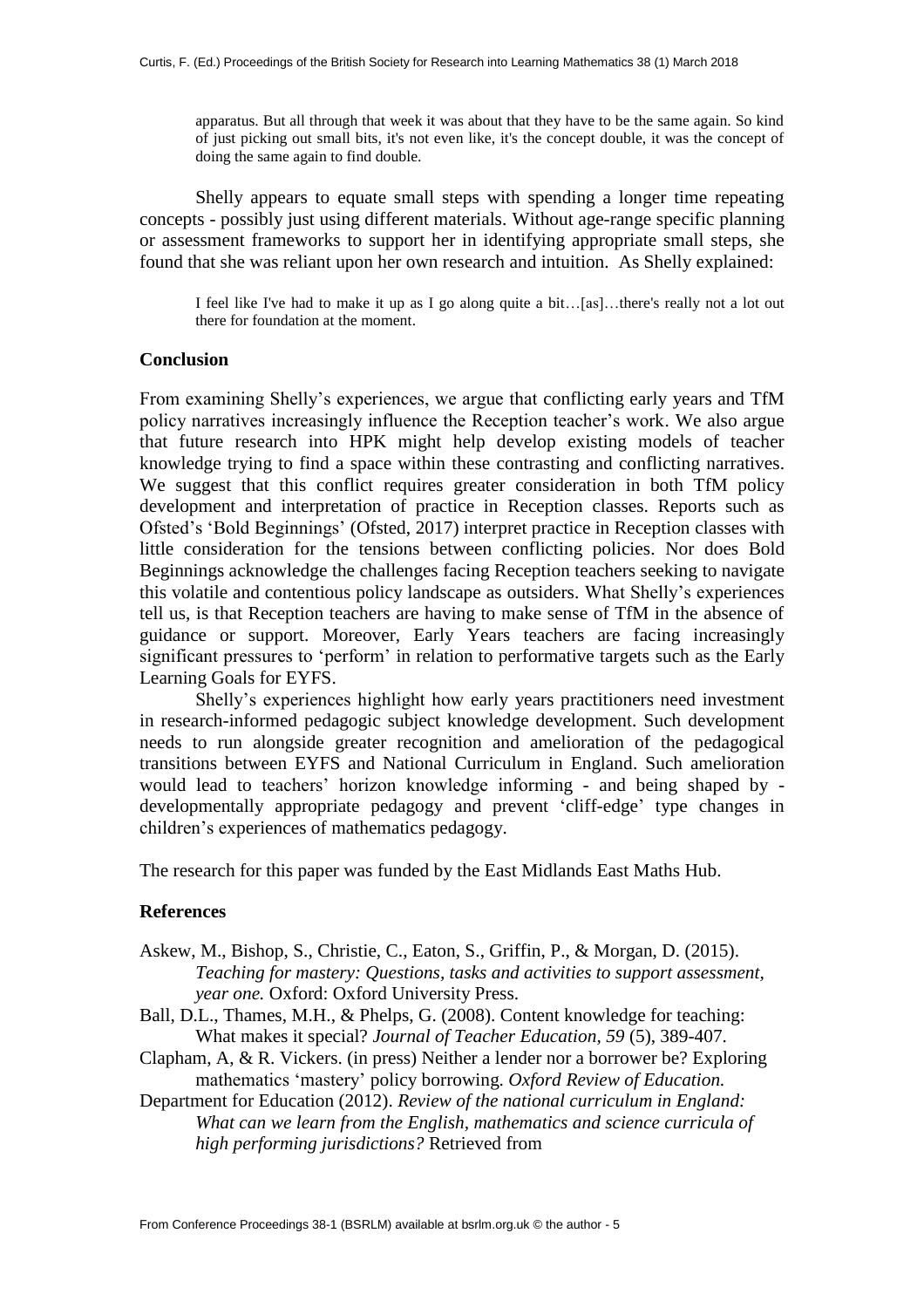> apparatus. But all through that week it was about that they have to be the same again. So kind of just picking out small bits, it's not even like, it's the concept double, it was the concept of doing the same again to find double.

Shelly appears to equate small steps with spending a longer time repeating concepts - possibly just using different materials. Without age-range specific planning or assessment frameworks to support her in identifying appropriate small steps, she found that she was reliant upon her own research and intuition. As Shelly explained:

> I feel like I've had to make it up as I go along quite a bit…[as]…there's really not a lot out there for foundation at the moment.

## Conclusion

From examining Shelly's experiences, we argue that conflicting early years and TfM policy narratives increasingly influence the Reception teacher's work. We also argue that future research into HPK might help develop existing models of teacher knowledge trying to find a space within these contrasting and conflicting narratives. We suggest that this conflict requires greater consideration in both TfM policy development and interpretation of practice in Reception classes. Reports such as Ofsted's 'Bold Beginnings' (Ofsted, 2017) interpret practice in Reception classes with little consideration for the tensions between conflicting policies. Nor does Bold Beginnings acknowledge the challenges facing Reception teachers seeking to navigate this volatile and contentious policy landscape as outsiders. What Shelly's experiences tell us, is that Reception teachers are having to make sense of TfM in the absence of guidance or support. Moreover, Early Years teachers are facing increasingly significant pressures to 'perform' in relation to performative targets such as the Early Learning Goals for EYFS.

Shelly's experiences highlight how early years practitioners need investment in research-informed pedagogic subject knowledge development. Such development needs to run alongside greater recognition and amelioration of the pedagogical transitions between EYFS and National Curriculum in England. Such amelioration would lead to teachers' horizon knowledge informing - and being shaped by - developmentally appropriate pedagogy and prevent 'cliff-edge' type changes in children's experiences of mathematics pedagogy.

The research for this paper was funded by the East Midlands East Maths Hub.

## References

Askew, M., Bishop, S., Christie, C., Eaton, S., Griffin, P., & Morgan, D. (2015). *Teaching for mastery: Questions, tasks and activities to support assessment, year one.* Oxford: Oxford University Press.

Ball, D.L., Thames, M.H., & Phelps, G. (2008). Content knowledge for teaching: What makes it special? *Journal of Teacher Education, 59* (5), 389-407.

Clapham, A, & R. Vickers. (in press) Neither a lender nor a borrower be? Exploring mathematics 'mastery' policy borrowing. *Oxford Review of Education.*

Department for Education (2012). *Review of the national curriculum in England: What can we learn from the English, mathematics and science curricula of high performing jurisdictions?* Retrieved from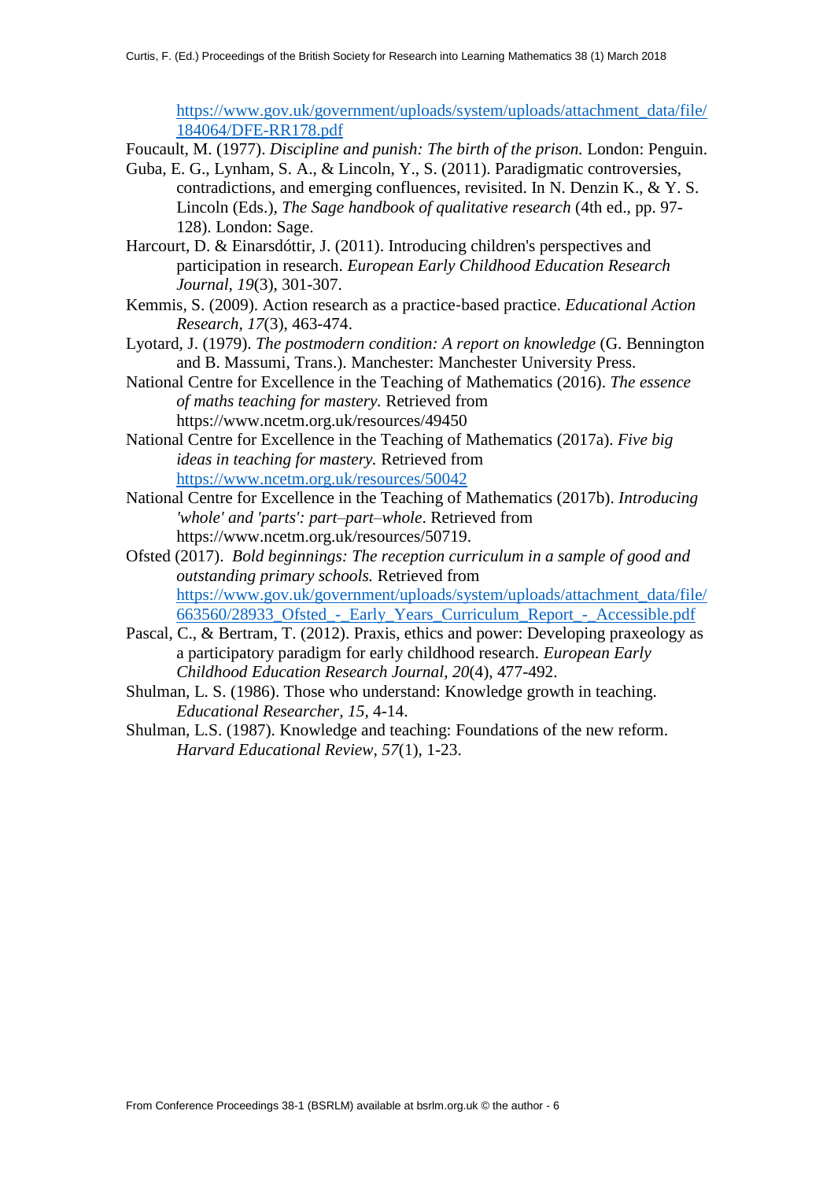https://www.gov.uk/government/uploads/system/uploads/attachment_data/file/184064/DFE-RR178.pdf

Foucault, M. (1977). *Discipline and punish: The birth of the prison.* London: Penguin.

Guba, E. G., Lynham, S. A., & Lincoln, Y., S. (2011). Paradigmatic controversies, contradictions, and emerging confluences, revisited. In N. Denzin K., & Y. S. Lincoln (Eds.), *The Sage handbook of qualitative research* (4th ed., pp. 97-128). London: Sage.

Harcourt, D. & Einarsdóttir, J. (2011). Introducing children's perspectives and participation in research. *European Early Childhood Education Research Journal, 19*(3), 301-307.

Kemmis, S. (2009). Action research as a practice-based practice. *Educational Action Research, 17*(3), 463-474.

Lyotard, J. (1979). *The postmodern condition: A report on knowledge* (G. Bennington and B. Massumi, Trans.). Manchester: Manchester University Press.

National Centre for Excellence in the Teaching of Mathematics (2016). *The essence of maths teaching for mastery.* Retrieved from https://www.ncetm.org.uk/resources/49450

National Centre for Excellence in the Teaching of Mathematics (2017a). *Five big ideas in teaching for mastery.* Retrieved from https://www.ncetm.org.uk/resources/50042

National Centre for Excellence in the Teaching of Mathematics (2017b). *Introducing 'whole' and 'parts': part–part–whole*. Retrieved from https://www.ncetm.org.uk/resources/50719.

Ofsted (2017). *Bold beginnings: The reception curriculum in a sample of good and outstanding primary schools.* Retrieved from https://www.gov.uk/government/uploads/system/uploads/attachment_data/file/663560/28933_Ofsted_-_Early_Years_Curriculum_Report_-_Accessible.pdf

Pascal, C., & Bertram, T. (2012). Praxis, ethics and power: Developing praxeology as a participatory paradigm for early childhood research. *European Early Childhood Education Research Journal*, *20*(4), 477-492.

Shulman, L. S. (1986). Those who understand: Knowledge growth in teaching. *Educational Researcher, 15,* 4-14.

Shulman, L.S. (1987). Knowledge and teaching: Foundations of the new reform. *Harvard Educational Review, 57*(1), 1-23.